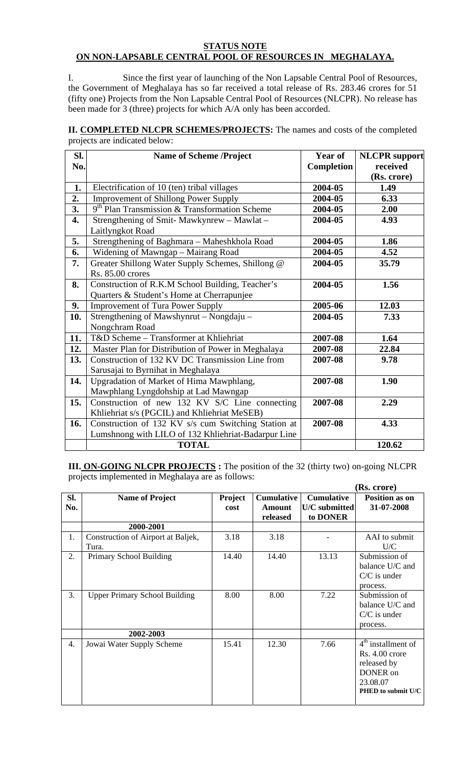**STATUS NOTE**
**ON NON-LAPSABLE CENTRAL POOL OF RESOURCES IN MEGHALAYA.**

I. Since the first year of launching of the Non Lapsable Central Pool of Resources, the Government of Meghalaya has so far received a total release of Rs. 283.46 crores for 51 (fifty one) Projects from the Non Lapsable Central Pool of Resources (NLCPR). No release has been made for 3 (three) projects for which A/A only has been accorded.

**II. COMPLETED NLCPR SCHEMES/PROJECTS:** The names and costs of the completed projects are indicated below:

| Sl. No. | Name of Scheme /Project | Year of Completion | NLCPR support received (Rs. crore) |
|---|---|---|---|
| 1. | Electrification of 10 (ten) tribal villages | 2004-05 | 1.49 |
| 2. | Improvement of Shillong Power Supply | 2004-05 | 6.33 |
| 3. | 9th Plan Transmission & Transformation Scheme | 2004-05 | 2.00 |
| 4. | Strengthening of Smit- Mawkynrew – Mawlat – Laitlyngkot Road | 2004-05 | 4.93 |
| 5. | Strengthening of Baghmara – Maheshkhola Road | 2004-05 | 1.86 |
| 6. | Widening of Mawngap – Mairang Road | 2004-05 | 4.52 |
| 7. | Greater Shillong Water Supply Schemes, Shillong @ Rs. 85.00 crores | 2004-05 | 35.79 |
| 8. | Construction of R.K.M School Building, Teacher's Quarters & Student's Home at Cherrapunjee | 2004-05 | 1.56 |
| 9. | Improvement of Tura Power Supply | 2005-06 | 12.03 |
| 10. | Strengthening of Mawshynrut – Nongdaju – Nongchram Road | 2004-05 | 7.33 |
| 11. | T&D Scheme – Transformer at Khliehriat | 2007-08 | 1.64 |
| 12. | Master Plan for Distribution of Power in Meghalaya | 2007-08 | 22.84 |
| 13. | Construction of 132 KV DC Transmission Line from Sarusajai to Byrnihat in Meghalaya | 2007-08 | 9.78 |
| 14. | Upgradation of Market of Hima Mawphlang, Mawphlang Lyngdohship at Lad Mawngap | 2007-08 | 1.90 |
| 15. | Construction of new 132 KV S/C Line connecting Khliehriat s/s (PGCIL) and Khliehriat MeSEB) | 2007-08 | 2.29 |
| 16. | Construction of 132 KV s/s cum Switching Station at Lumshnong with LILO of 132 Khliehriat-Badarpur Line | 2007-08 | 4.33 |
| | **TOTAL** | | **120.62** |

**III. ON-GOING NLCPR PROJECTS :** The position of the 32 (thirty two) on-going NLCPR projects implemented in Meghalaya are as follows:

**(Rs. crore)**

| Sl. No. | Name of Project | Project cost | Cumulative Amount released | Cumulative U/C submitted to DONER | Position as on 31-07-2008 |
|---|---|---|---|---|---|
| | **2000-2001** | | | | |
| 1. | Construction of Airport at Baljek, Tura. | 3.18 | 3.18 | - | AAI to submit U/C |
| 2. | Primary School Building | 14.40 | 14.40 | 13.13 | Submission of balance U/C and C/C is under process. |
| 3. | Upper Primary School Building | 8.00 | 8.00 | 7.22 | Submission of balance U/C and C/C is under process. |
| | **2002-2003** | | | | |
| 4. | Jowai Water Supply Scheme | 15.41 | 12.30 | 7.66 | 4th installment of Rs. 4.00 crore released by DONER on 23.08.07 **PHED to submit U/C** |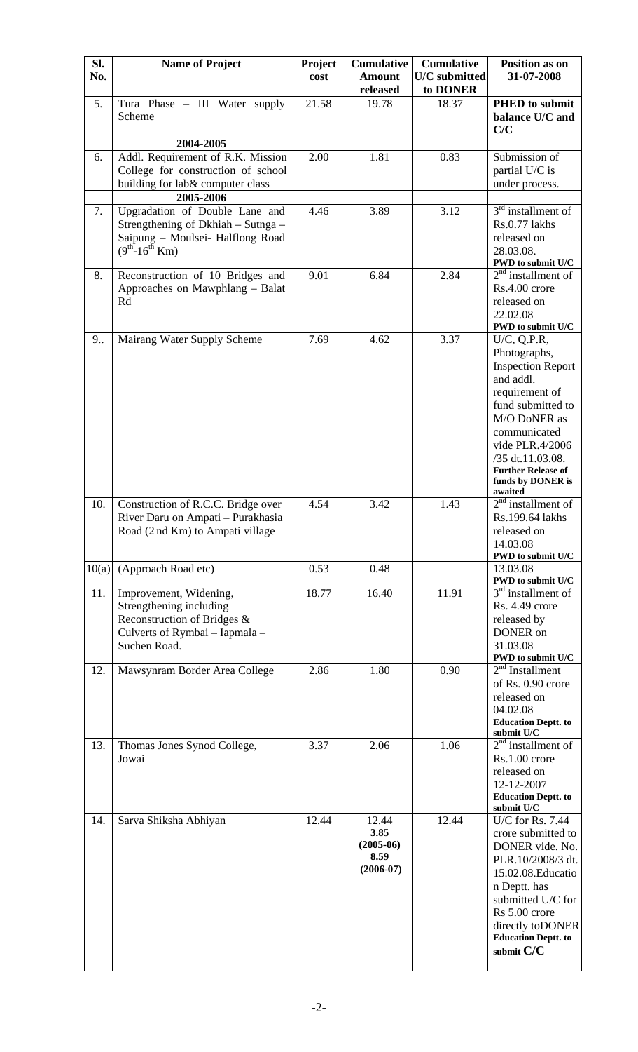| Sl. No. | Name of Project | Project cost | Cumulative Amount released | Cumulative U/C submitted to DONER | Position as on 31-07-2008 |
|---|---|---|---|---|---|
| 5. | Tura Phase – III Water supply Scheme | 21.58 | 19.78 | 18.37 | **PHED to submit balance U/C and C/C** |
| | **2004-2005** | | | | |
| 6. | Addl. Requirement of R.K. Mission College for construction of school building for lab& computer class | 2.00 | 1.81 | 0.83 | Submission of partial U/C is under process. |
| | **2005-2006** | | | | |
| 7. | Upgradation of Double Lane and Strengthening of Dkhiah – Sutnga – Saipung – Moulsei- Halflong Road ($9^{th}$-$16^{th}$ Km) | 4.46 | 3.89 | 3.12 | $3^{rd}$ installment of Rs.0.77 lakhs released on 28.03.08. **PWD to submit U/C** |
| 8. | Reconstruction of 10 Bridges and Approaches on Mawphlang – Balat Rd | 9.01 | 6.84 | 2.84 | $2^{nd}$ installment of Rs.4.00 crore released on 22.02.08 **PWD to submit U/C** |
| 9.. | Mairang Water Supply Scheme | 7.69 | 4.62 | 3.37 | U/C, Q.P.R, Photographs, Inspection Report and addl. requirement of fund submitted to M/O DoNER as communicated vide PLR.4/2006 /35 dt.11.03.08. **Further Release of funds by DONER is awaited** |
| 10. | Construction of R.C.C. Bridge over River Daru on Ampati – Purakhasia Road (2 nd Km) to Ampati village | 4.54 | 3.42 | 1.43 | $2^{nd}$ installment of Rs.199.64 lakhs released on 14.03.08 **PWD to submit U/C** |
| 10(a) | (Approach Road etc) | 0.53 | 0.48 | | 13.03.08 **PWD to submit U/C** |
| 11. | Improvement, Widening, Strengthening including Reconstruction of Bridges & Culverts of Rymbai – Iapmala – Suchen Road. | 18.77 | 16.40 | 11.91 | $3^{rd}$ installment of Rs. 4.49 crore released by DONER on 31.03.08 **PWD to submit U/C** |
| 12. | Mawsynram Border Area College | 2.86 | 1.80 | 0.90 | $2^{nd}$ Installment of Rs. 0.90 crore released on 04.02.08 **Education Deptt. to submit U/C** |
| 13. | Thomas Jones Synod College, Jowai | 3.37 | 2.06 | 1.06 | $2^{nd}$ installment of Rs.1.00 crore released on 12-12-2007 **Education Deptt. to submit U/C** |
| 14. | Sarva Shiksha Abhiyan | 12.44 | 12.44 **3.85 (2005-06) 8.59 (2006-07)** | 12.44 | U/C for Rs. 7.44 crore submitted to DONER vide. No. PLR.10/2008/3 dt. 15.02.08.Education Deptt. has submitted U/C for Rs 5.00 crore directly toDONER **Education Deptt. to submit C/C** |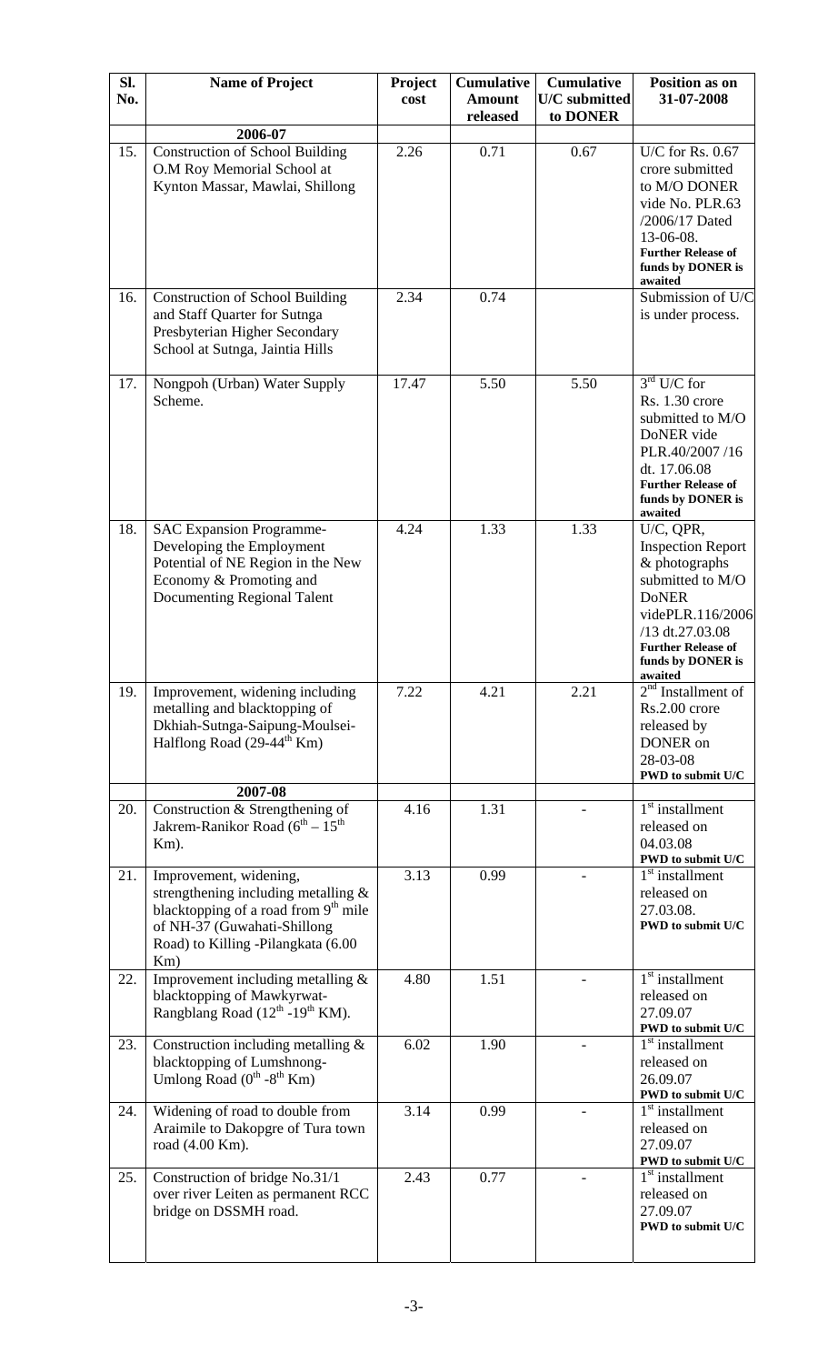| Sl. No. | Name of Project | Project cost | Cumulative Amount released | Cumulative U/C submitted to DONER | Position as on 31-07-2008 |
|---|---|---|---|---|---|
| | **2006-07** | | | | |
| 15. | Construction of School Building O.M Roy Memorial School at Kynton Massar, Mawlai, Shillong | 2.26 | 0.71 | 0.67 | U/C for Rs. 0.67 crore submitted to M/O DONER vide No. PLR.63 /2006/17 Dated 13-06-08. **Further Release of funds by DONER is awaited** |
| 16. | Construction of School Building and Staff Quarter for Sutnga Presbyterian Higher Secondary School at Sutnga, Jaintia Hills | 2.34 | 0.74 | | Submission of U/C is under process. |
| 17. | Nongpoh (Urban) Water Supply Scheme. | 17.47 | 5.50 | 5.50 | 3rd U/C for Rs. 1.30 crore submitted to M/O DoNER vide PLR.40/2007 /16 dt. 17.06.08 **Further Release of funds by DONER is awaited** |
| 18. | SAC Expansion Programme- Developing the Employment Potential of NE Region in the New Economy & Promoting and Documenting Regional Talent | 4.24 | 1.33 | 1.33 | U/C, QPR, Inspection Report & photographs submitted to M/O DoNER videPLR.116/2006 /13 dt.27.03.08 **Further Release of funds by DONER is awaited** |
| 19. | Improvement, widening including metalling and blacktopping of Dkhiah-Sutnga-Saipung-Moulsei-Halflong Road (29-44th Km) | 7.22 | 4.21 | 2.21 | 2nd Installment of Rs.2.00 crore released by DONER on 28-03-08 **PWD to submit U/C** |
| | **2007-08** | | | | |
| 20. | Construction & Strengthening of Jakrem-Ranikor Road (6th – 15th Km). | 4.16 | 1.31 | - | 1st installment released on 04.03.08 **PWD to submit U/C** |
| 21. | Improvement, widening, strengthening including metalling & blacktopping of a road from 9th mile of NH-37 (Guwahati-Shillong Road) to Killing -Pilangkata (6.00 Km) | 3.13 | 0.99 | - | 1st installment released on 27.03.08. **PWD to submit U/C** |
| 22. | Improvement including metalling & blacktopping of Mawkyrwat-Rangblang Road (12th -19th KM). | 4.80 | 1.51 | - | 1st installment released on 27.09.07 **PWD to submit U/C** |
| 23. | Construction including metalling & blacktopping of Lumshnong-Umlong Road (0th -8th Km) | 6.02 | 1.90 | - | 1st installment released on 26.09.07 **PWD to submit U/C** |
| 24. | Widening of road to double from Araimile to Dakopgre of Tura town road (4.00 Km). | 3.14 | 0.99 | - | 1st installment released on 27.09.07 **PWD to submit U/C** |
| 25. | Construction of bridge No.31/1 over river Leiten as permanent RCC bridge on DSSMH road. | 2.43 | 0.77 | - | 1st installment released on 27.09.07 **PWD to submit U/C** |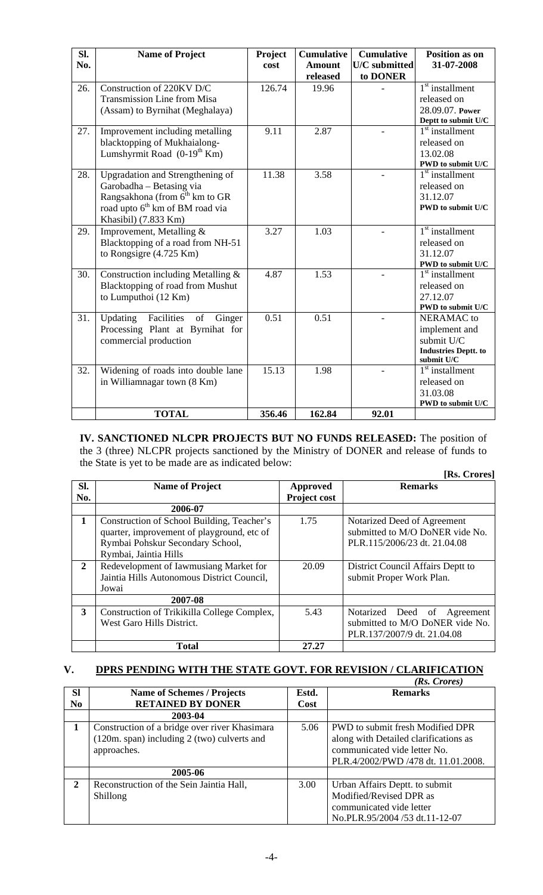| Sl. No. | Name of Project | Project cost | Cumulative Amount released | Cumulative U/C submitted to DONER | Position as on 31-07-2008 |
|---|---|---|---|---|---|
| 26. | Construction of 220KV D/C Transmission Line from Misa (Assam) to Byrnihat (Meghalaya) | 126.74 | 19.96 | - | 1st installment released on 28.09.07. **Power Deptt to submit U/C** |
| 27. | Improvement including metalling blacktopping of Mukhaialong-Lumshyrmit Road (0-19th Km) | 9.11 | 2.87 | - | 1st installment released on 13.02.08 **PWD to submit U/C** |
| 28. | Upgradation and Strengthening of Garobadha – Betasing via Rangsakhona (from 6th km to GR road upto 6th km of BM road via Khasibil) (7.833 Km) | 11.38 | 3.58 | - | 1st installment released on 31.12.07 **PWD to submit U/C** |
| 29. | Improvement, Metalling & Blacktopping of a road from NH-51 to Rongsigre (4.725 Km) | 3.27 | 1.03 | - | 1st installment released on 31.12.07 **PWD to submit U/C** |
| 30. | Construction including Metalling & Blacktopping of road from Mushut to Lumputhoi (12 Km) | 4.87 | 1.53 | - | 1st installment released on 27.12.07 **PWD to submit U/C** |
| 31. | Updating Facilities of Ginger Processing Plant at Byrnihat for commercial production | 0.51 | 0.51 | - | NERAMAC to implement and submit U/C **Industries Deptt. to submit U/C** |
| 32. | Widening of roads into double lane in Williamnagar town (8 Km) | 15.13 | 1.98 | - | 1st installment released on 31.03.08 **PWD to submit U/C** |
| | **TOTAL** | **356.46** | **162.84** | **92.01** | |

**IV. SANCTIONED NLCPR PROJECTS BUT NO FUNDS RELEASED:** The position of the 3 (three) NLCPR projects sanctioned by the Ministry of DONER and release of funds to the State is yet to be made are as indicated below:

**[Rs. Crores]**

| Sl. No. | Name of Project | Approved Project cost | Remarks |
|---|---|---|---|
| | **2006-07** | | |
| **1** | Construction of School Building, Teacher's quarter, improvement of playground, etc of Rymbai Pohskur Secondary School, Rymbai, Jaintia Hills | 1.75 | Notarized Deed of Agreement submitted to M/O DoNER vide No. PLR.115/2006/23 dt. 21.04.08 |
| **2** | Redevelopment of Iawmusiang Market for Jaintia Hills Autonomous District Council, Jowai | 20.09 | District Council Affairs Deptt to submit Proper Work Plan. |
| | **2007-08** | | |
| **3** | Construction of Trikikilla College Complex, West Garo Hills District. | 5.43 | Notarized Deed of Agreement submitted to M/O DoNER vide No. PLR.137/2007/9 dt. 21.04.08 |
| | **Total** | **27.27** | |

## V. DPRS PENDING WITH THE STATE GOVT. FOR REVISION / CLARIFICATION

*(Rs. Crores)*

| Sl No | Name of Schemes / Projects RETAINED BY DONER | Estd. Cost | Remarks |
|---|---|---|---|
| | **2003-04** | | |
| **1** | Construction of a bridge over river Khasimara (120m. span) including 2 (two) culverts and approaches. | 5.06 | PWD to submit fresh Modified DPR along with Detailed clarifications as communicated vide letter No. PLR.4/2002/PWD /478 dt. 11.01.2008. |
| | **2005-06** | | |
| **2** | Reconstruction of the Sein Jaintia Hall, Shillong | 3.00 | Urban Affairs Deptt. to submit Modified/Revised DPR as communicated vide letter No.PLR.95/2004 /53 dt.11-12-07 |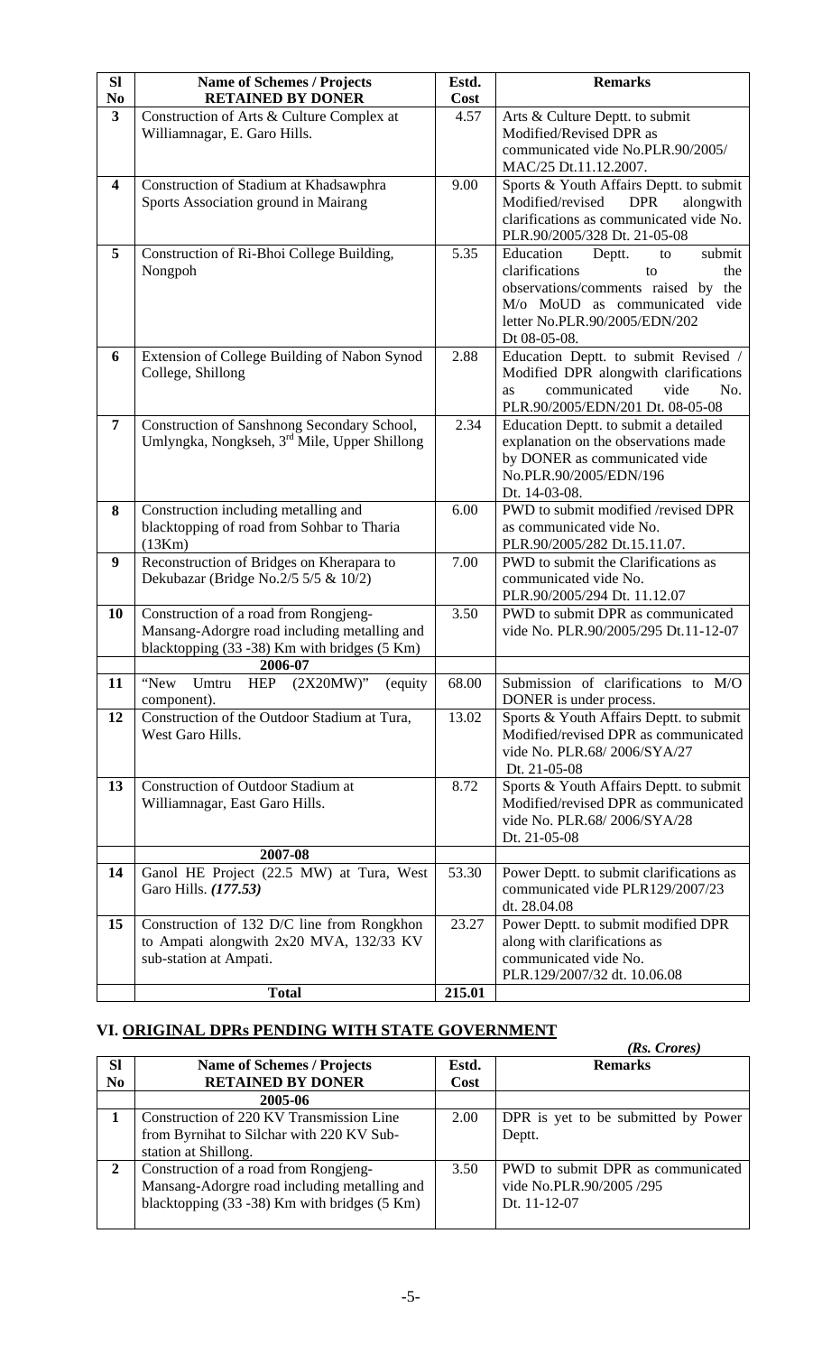| Sl No | Name of Schemes / Projects RETAINED BY DONER | Estd. Cost | Remarks |
|---|---|---|---|
| 3 | Construction of Arts & Culture Complex at Williamnagar, E. Garo Hills. | 4.57 | Arts & Culture Deptt. to submit Modified/Revised DPR as communicated vide No.PLR.90/2005/ MAC/25 Dt.11.12.2007. |
| 4 | Construction of Stadium at Khadsawphra Sports Association ground in Mairang | 9.00 | Sports & Youth Affairs Deptt. to submit Modified/revised DPR alongwith clarifications as communicated vide No. PLR.90/2005/328 Dt. 21-05-08 |
| 5 | Construction of Ri-Bhoi College Building, Nongpoh | 5.35 | Education Deptt. to submit clarifications to the observations/comments raised by the M/o MoUD as communicated vide letter No.PLR.90/2005/EDN/202 Dt 08-05-08. |
| 6 | Extension of College Building of Nabon Synod College, Shillong | 2.88 | Education Deptt. to submit Revised / Modified DPR alongwith clarifications as communicated vide No. PLR.90/2005/EDN/201 Dt. 08-05-08 |
| 7 | Construction of Sanshnong Secondary School, Umlyngka, Nongkseh, 3rd Mile, Upper Shillong | 2.34 | Education Deptt. to submit a detailed explanation on the observations made by DONER as communicated vide No.PLR.90/2005/EDN/196 Dt. 14-03-08. |
| 8 | Construction including metalling and blacktopping of road from Sohbar to Tharia (13Km) | 6.00 | PWD to submit modified /revised DPR as communicated vide No. PLR.90/2005/282 Dt.15.11.07. |
| 9 | Reconstruction of Bridges on Kherapara to Dekubazar (Bridge No.2/5 5/5 & 10/2) | 7.00 | PWD to submit the Clarifications as communicated vide No. PLR.90/2005/294 Dt. 11.12.07 |
| 10 | Construction of a road from Rongjeng-Mansang-Adorgre road including metalling and blacktopping (33 -38) Km with bridges (5 Km) | 3.50 | PWD to submit DPR as communicated vide No. PLR.90/2005/295 Dt.11-12-07 |
| | **2006-07** | | |
| 11 | "New Umtru HEP (2X20MW)" (equity component). | 68.00 | Submission of clarifications to M/O DONER is under process. |
| 12 | Construction of the Outdoor Stadium at Tura, West Garo Hills. | 13.02 | Sports & Youth Affairs Deptt. to submit Modified/revised DPR as communicated vide No. PLR.68/ 2006/SYA/27 Dt. 21-05-08 |
| 13 | Construction of Outdoor Stadium at Williamnagar, East Garo Hills. | 8.72 | Sports & Youth Affairs Deptt. to submit Modified/revised DPR as communicated vide No. PLR.68/ 2006/SYA/28 Dt. 21-05-08 |
| | **2007-08** | | |
| 14 | Ganol HE Project (22.5 MW) at Tura, West Garo Hills. ***(177.53)*** | 53.30 | Power Deptt. to submit clarifications as communicated vide PLR129/2007/23 dt. 28.04.08 |
| 15 | Construction of 132 D/C line from Rongkhon to Ampati alongwith 2x20 MVA, 132/33 KV sub-station at Ampati. | 23.27 | Power Deptt. to submit modified DPR along with clarifications as communicated vide No. PLR.129/2007/32 dt. 10.06.08 |
| | **Total** | **215.01** | |

## VI. ORIGINAL DPRs PENDING WITH STATE GOVERNMENT

*(Rs. Crores)*

| Sl No | Name of Schemes / Projects RETAINED BY DONER | Estd. Cost | Remarks |
|---|---|---|---|
| | **2005-06** | | |
| 1 | Construction of 220 KV Transmission Line from Byrnihat to Silchar with 220 KV Sub-station at Shillong. | 2.00 | DPR is yet to be submitted by Power Deptt. |
| 2 | Construction of a road from Rongjeng-Mansang-Adorgre road including metalling and blacktopping (33 -38) Km with bridges (5 Km) | 3.50 | PWD to submit DPR as communicated vide No.PLR.90/2005 /295 Dt. 11-12-07 |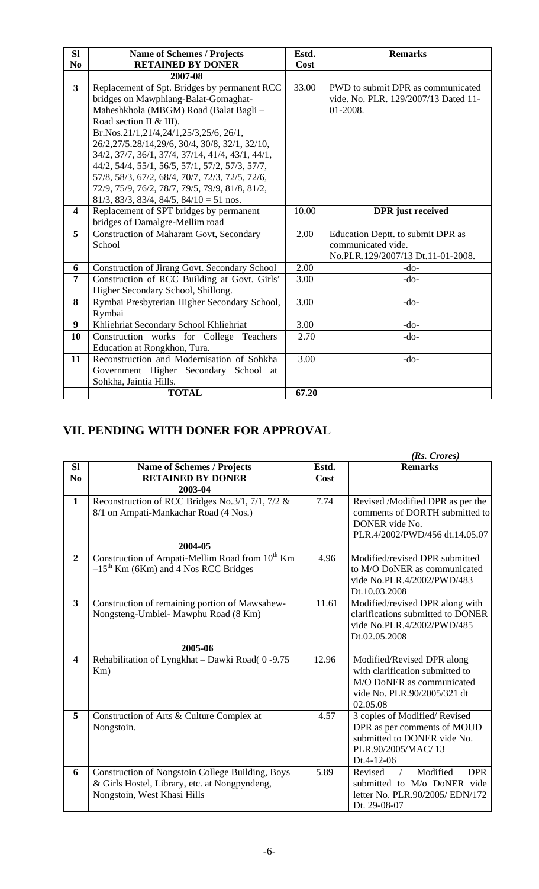| Sl No | Name of Schemes / Projects RETAINED BY DONER | Estd. Cost | Remarks |
|---|---|---|---|
| | **2007-08** | | |
| **3** | Replacement of Spt. Bridges by permanent RCC bridges on Mawphlang-Balat-Gomaghat-Maheshkhola (MBGM) Road (Balat Bagli – Road section II & III). Br.Nos.21/1,21/4,24/1,25/3,25/6, 26/1, 26/2,27/5.28/14,29/6, 30/4, 30/8, 32/1, 32/10, 34/2, 37/7, 36/1, 37/4, 37/14, 41/4, 43/1, 44/1, 44/2, 54/4, 55/1, 56/5, 57/1, 57/2, 57/3, 57/7, 57/8, 58/3, 67/2, 68/4, 70/7, 72/3, 72/5, 72/6, 72/9, 75/9, 76/2, 78/7, 79/5, 79/9, 81/8, 81/2, 81/3, 83/3, 83/4, 84/5, 84/10 = 51 nos. | 33.00 | PWD to submit DPR as communicated vide. No. PLR. 129/2007/13 Dated 11-01-2008. |
| **4** | Replacement of SPT bridges by permanent bridges of Damalgre-Mellim road | 10.00 | **DPR just received** |
| **5** | Construction of Maharam Govt, Secondary School | 2.00 | Education Deptt. to submit DPR as communicated vide. No.PLR.129/2007/13 Dt.11-01-2008. |
| **6** | Construction of Jirang Govt. Secondary School | 2.00 | -do- |
| **7** | Construction of RCC Building at Govt. Girls' Higher Secondary School, Shillong. | 3.00 | -do- |
| **8** | Rymbai Presbyterian Higher Secondary School, Rymbai | 3.00 | -do- |
| **9** | Khliehriat Secondary School Khliehriat | 3.00 | -do- |
| **10** | Construction works for College Teachers Education at Rongkhon, Tura. | 2.70 | -do- |
| **11** | Reconstruction and Modernisation of Sohkha Government Higher Secondary School at Sohkha, Jaintia Hills. | 3.00 | -do- |
| | **TOTAL** | **67.20** | |

## VII. PENDING WITH DONER FOR APPROVAL

*(Rs. Crores)*

| Sl No | Name of Schemes / Projects RETAINED BY DONER | Estd. Cost | Remarks |
|---|---|---|---|
| | **2003-04** | | |
| **1** | Reconstruction of RCC Bridges No.3/1, 7/1, 7/2 & 8/1 on Ampati-Mankachar Road (4 Nos.) | 7.74 | Revised /Modified DPR as per the comments of DORTH submitted to DONER vide No. PLR.4/2002/PWD/456 dt.14.05.07 |
| | **2004-05** | | |
| **2** | Construction of Ampati-Mellim Road from 10th Km –15th Km (6Km) and 4 Nos RCC Bridges | 4.96 | Modified/revised DPR submitted to M/O DoNER as communicated vide No.PLR.4/2002/PWD/483 Dt.10.03.2008 |
| **3** | Construction of remaining portion of Mawsahew-Nongsteng-Umblei- Mawphu Road (8 Km) | 11.61 | Modified/revised DPR along with clarifications submitted to DONER vide No.PLR.4/2002/PWD/485 Dt.02.05.2008 |
| | **2005-06** | | |
| **4** | Rehabilitation of Lyngkhat – Dawki Road( 0 -9.75 Km) | 12.96 | Modified/Revised DPR along with clarification submitted to M/O DoNER as communicated vide No. PLR.90/2005/321 dt 02.05.08 |
| **5** | Construction of Arts & Culture Complex at Nongstoin. | 4.57 | 3 copies of Modified/ Revised DPR as per comments of MOUD submitted to DONER vide No. PLR.90/2005/MAC/ 13 Dt.4-12-06 |
| **6** | Construction of Nongstoin College Building, Boys & Girls Hostel, Library, etc. at Nongpyndeng, Nongstoin, West Khasi Hills | 5.89 | Revised / Modified DPR submitted to M/o DoNER vide letter No. PLR.90/2005/ EDN/172 Dt. 29-08-07 |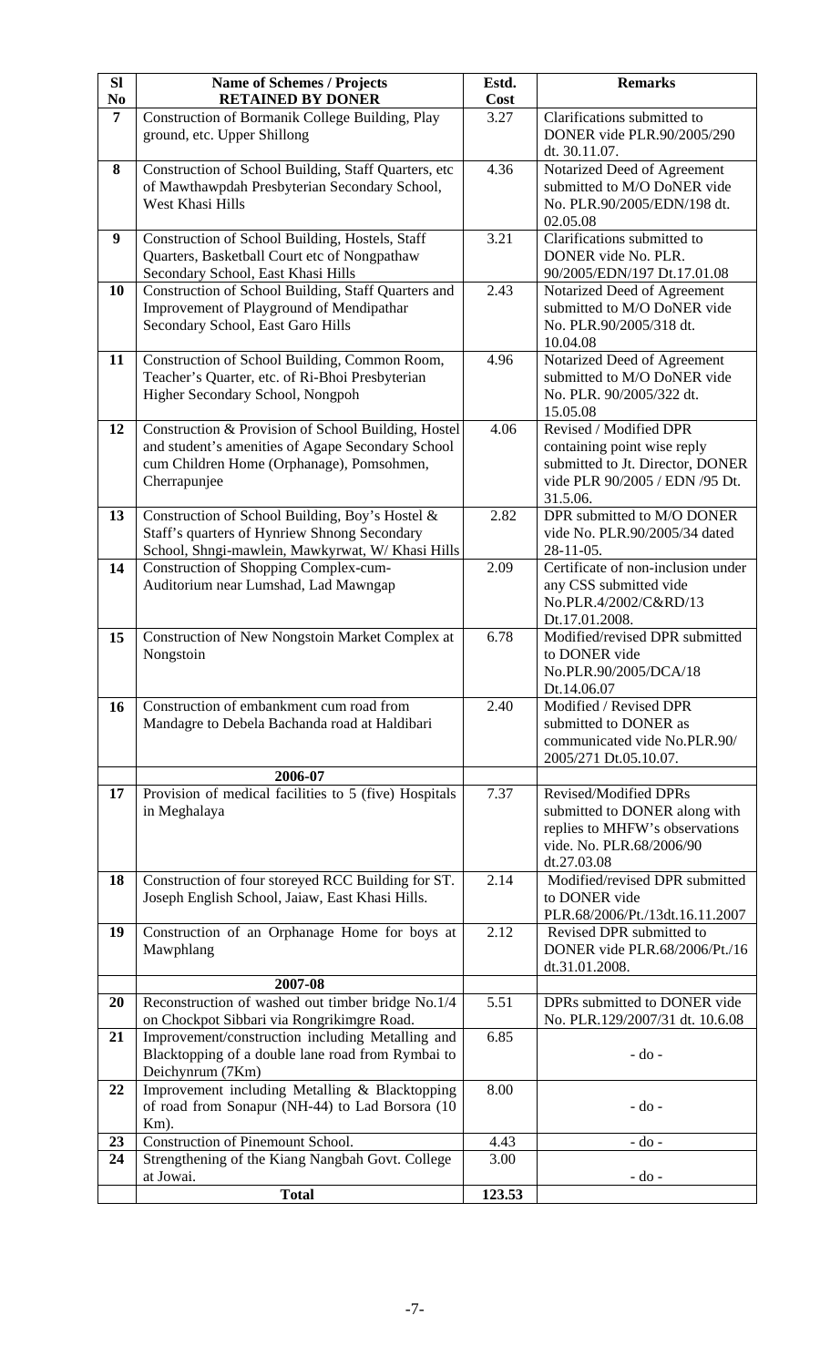| Sl No | Name of Schemes / Projects RETAINED BY DONER | Estd. Cost | Remarks |
|---|---|---|---|
| 7 | Construction of Bormanik College Building, Play ground, etc. Upper Shillong | 3.27 | Clarifications submitted to DONER vide PLR.90/2005/290 dt. 30.11.07. |
| 8 | Construction of School Building, Staff Quarters, etc of Mawthawpdah Presbyterian Secondary School, West Khasi Hills | 4.36 | Notarized Deed of Agreement submitted to M/O DoNER vide No. PLR.90/2005/EDN/198 dt. 02.05.08 |
| 9 | Construction of School Building, Hostels, Staff Quarters, Basketball Court etc of Nongpathaw Secondary School, East Khasi Hills | 3.21 | Clarifications submitted to DONER vide No. PLR. 90/2005/EDN/197 Dt.17.01.08 |
| 10 | Construction of School Building, Staff Quarters and Improvement of Playground of Mendipathar Secondary School, East Garo Hills | 2.43 | Notarized Deed of Agreement submitted to M/O DoNER vide No. PLR.90/2005/318 dt. 10.04.08 |
| 11 | Construction of School Building, Common Room, Teacher's Quarter, etc. of Ri-Bhoi Presbyterian Higher Secondary School, Nongpoh | 4.96 | Notarized Deed of Agreement submitted to M/O DoNER vide No. PLR. 90/2005/322 dt. 15.05.08 |
| 12 | Construction & Provision of School Building, Hostel and student's amenities of Agape Secondary School cum Children Home (Orphanage), Pomsohmen, Cherrapunjee | 4.06 | Revised / Modified DPR containing point wise reply submitted to Jt. Director, DONER vide PLR 90/2005 / EDN /95 Dt. 31.5.06. |
| 13 | Construction of School Building, Boy's Hostel & Staff's quarters of Hynriew Shnong Secondary School, Shngi-mawlein, Mawkyrwat, W/ Khasi Hills | 2.82 | DPR submitted to M/O DONER vide No. PLR.90/2005/34 dated 28-11-05. |
| 14 | Construction of Shopping Complex-cum-Auditorium near Lumshad, Lad Mawngap | 2.09 | Certificate of non-inclusion under any CSS submitted vide No.PLR.4/2002/C&RD/13 Dt.17.01.2008. |
| 15 | Construction of New Nongstoin Market Complex at Nongstoin | 6.78 | Modified/revised DPR submitted to DONER vide No.PLR.90/2005/DCA/18 Dt.14.06.07 |
| 16 | Construction of embankment cum road from Mandagre to Debela Bachanda road at Haldibari | 2.40 | Modified / Revised DPR submitted to DONER as communicated vide No.PLR.90/ 2005/271 Dt.05.10.07. |
| | **2006-07** | | |
| 17 | Provision of medical facilities to 5 (five) Hospitals in Meghalaya | 7.37 | Revised/Modified DPRs submitted to DONER along with replies to MHFW's observations vide. No. PLR.68/2006/90 dt.27.03.08 |
| 18 | Construction of four storeyed RCC Building for ST. Joseph English School, Jaiaw, East Khasi Hills. | 2.14 | Modified/revised DPR submitted to DONER vide PLR.68/2006/Pt./13dt.16.11.2007 |
| 19 | Construction of an Orphanage Home for boys at Mawphlang | 2.12 | Revised DPR submitted to DONER vide PLR.68/2006/Pt./16 dt.31.01.2008. |
| | **2007-08** | | |
| 20 | Reconstruction of washed out timber bridge No.1/4 on Chockpot Sibbari via Rongrikimgre Road. | 5.51 | DPRs submitted to DONER vide No. PLR.129/2007/31 dt. 10.6.08 |
| 21 | Improvement/construction including Metalling and Blacktopping of a double lane road from Rymbai to Deichynrum (7Km) | 6.85 | - do - |
| 22 | Improvement including Metalling & Blacktopping of road from Sonapur (NH-44) to Lad Borsora (10 Km). | 8.00 | - do - |
| 23 | Construction of Pinemount School. | 4.43 | - do - |
| 24 | Strengthening of the Kiang Nangbah Govt. College at Jowai. | 3.00 | - do - |
| | **Total** | **123.53** | |